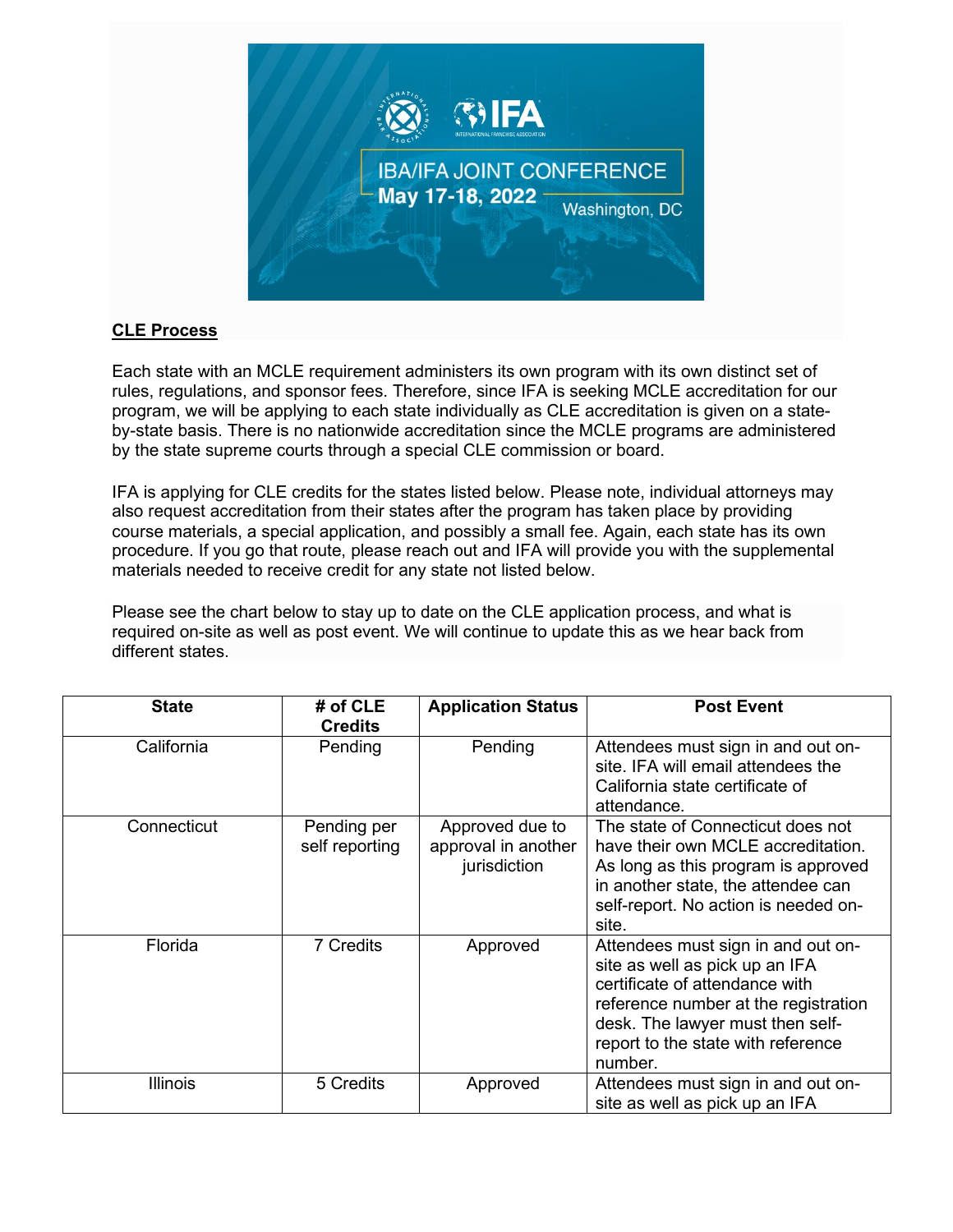## CLE Process

Each state with an MCLE requirement administers its own program with its own distinct set of rules, regulations, and sponsor fees. Therefore, since IFA is seeking MCLE accreditation for our program, we will be applying to each state individually as CLE accreditation is given on a state-by-state basis. There is no nationwide accreditation since the MCLE programs are administered by the state supreme courts through a special CLE commission or board.

IFA is applying for CLE credits for the states listed below. Please note, individual attorneys may also request accreditation from their states after the program has taken place by providing course materials, a special application, and possibly a small fee. Again, each state has its own procedure. If you go that route, please reach out and IFA will provide you with the supplemental materials needed to receive credit for any state not listed below.

Please see the chart below to stay up to date on the CLE application process, and what is required on-site as well as post event. We will continue to update this as we hear back from different states.

| State | # of CLE Credits | Application Status | Post Event |
|---|---|---|---|
| California | Pending | Pending | Attendees must sign in and out on-site. IFA will email attendees the California state certificate of attendance. |
| Connecticut | Pending per self reporting | Approved due to approval in another jurisdiction | The state of Connecticut does not have their own MCLE accreditation. As long as this program is approved in another state, the attendee can self-report. No action is needed on-site. |
| Florida | 7 Credits | Approved | Attendees must sign in and out on-site as well as pick up an IFA certificate of attendance with reference number at the registration desk. The lawyer must then self-report to the state with reference number. |
| Illinois | 5 Credits | Approved | Attendees must sign in and out on-site as well as pick up an IFA |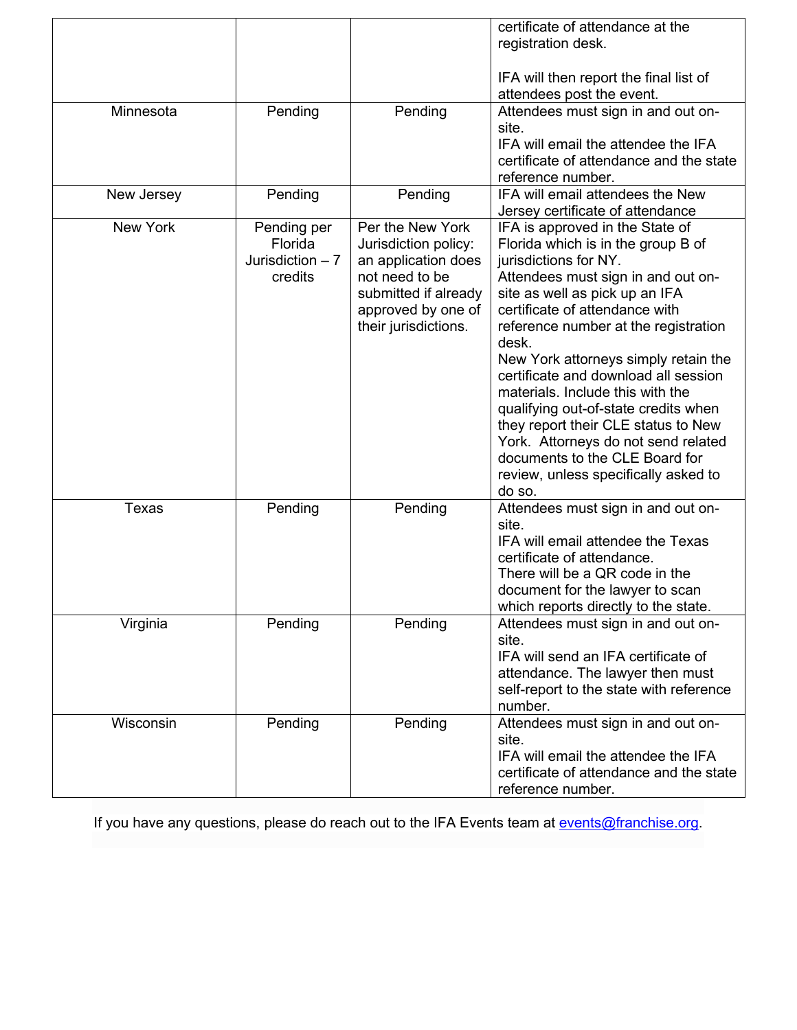| | | | |
|---|---|---|---|
| | | | certificate of attendance at the registration desk.<br><br>IFA will then report the final list of attendees post the event. |
| Minnesota | Pending | Pending | Attendees must sign in and out on-site.<br>IFA will email the attendee the IFA certificate of attendance and the state reference number. |
| New Jersey | Pending | Pending | IFA will email attendees the New Jersey certificate of attendance |
| New York | Pending per Florida Jurisdiction – 7 credits | Per the New York Jurisdiction policy: an application does not need to be submitted if already approved by one of their jurisdictions. | IFA is approved in the State of Florida which is in the group B of jurisdictions for NY.<br>Attendees must sign in and out on-site as well as pick up an IFA certificate of attendance with reference number at the registration desk.<br>New York attorneys simply retain the certificate and download all session materials. Include this with the qualifying out-of-state credits when they report their CLE status to New York. Attorneys do not send related documents to the CLE Board for review, unless specifically asked to do so. |
| Texas | Pending | Pending | Attendees must sign in and out on-site.<br>IFA will email attendee the Texas certificate of attendance.<br>There will be a QR code in the document for the lawyer to scan which reports directly to the state. |
| Virginia | Pending | Pending | Attendees must sign in and out on-site.<br>IFA will send an IFA certificate of attendance. The lawyer then must self-report to the state with reference number. |
| Wisconsin | Pending | Pending | Attendees must sign in and out on-site.<br>IFA will email the attendee the IFA certificate of attendance and the state reference number. |

If you have any questions, please do reach out to the IFA Events team at events@franchise.org.